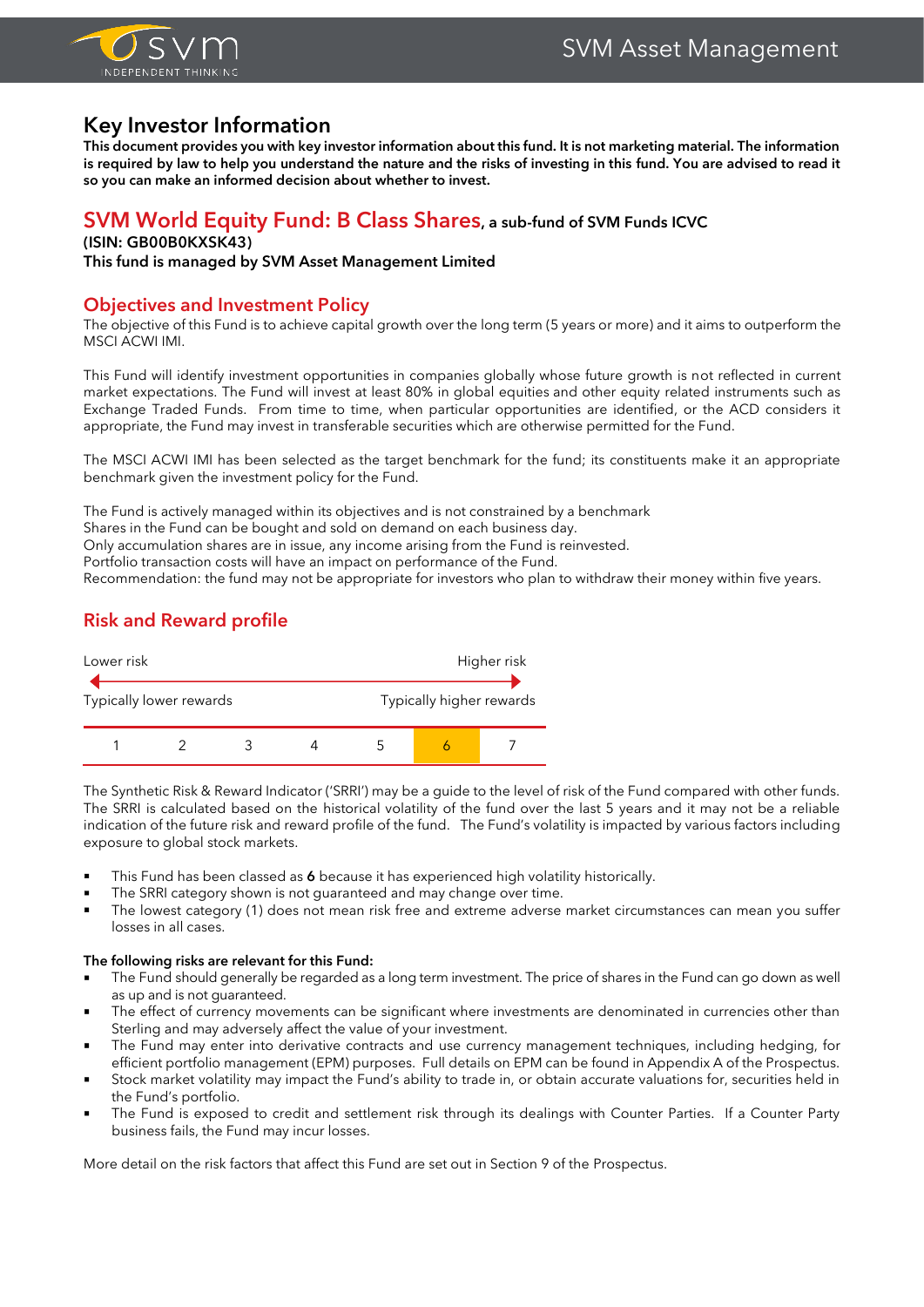# Key Investor Information

**This document provides you with key investor information about this fund. It is not marketing material. The information is required by law to help you understand the nature and the risks of investing in this fund. You are advised to read it so you can make an informed decision about whether to invest.**

## SVM World Equity Fund: B Class Shares, a sub-fund of SVM Funds ICVC

**(ISIN: GB00B0KXSK43)**

**This fund is managed by SVM Asset Management Limited**

## Objectives and Investment Policy

The objective of this Fund is to achieve capital growth over the long term (5 years or more) and it aims to outperform the MSCI ACWI IMI.

This Fund will identify investment opportunities in companies globally whose future growth is not reflected in current market expectations. The Fund will invest at least 80% in global equities and other equity related instruments such as Exchange Traded Funds. From time to time, when particular opportunities are identified, or the ACD considers it appropriate, the Fund may invest in transferable securities which are otherwise permitted for the Fund.

The MSCI ACWI IMI has been selected as the target benchmark for the fund; its constituents make it an appropriate benchmark given the investment policy for the Fund.

The Fund is actively managed within its objectives and is not constrained by a benchmark
Shares in the Fund can be bought and sold on demand on each business day.
Only accumulation shares are in issue, any income arising from the Fund is reinvested.
Portfolio transaction costs will have an impact on performance of the Fund.
Recommendation: the fund may not be appropriate for investors who plan to withdraw their money within five years.

## Risk and Reward profile

| Lower risk | | | | | | Higher risk |
|---|---|---|---|---|---|---|
| Typically lower rewards | | | | | | Typically higher rewards |
| 1 | 2 | 3 | 4 | 5 | **6** | 7 |

The Synthetic Risk & Reward Indicator ('SRRI') may be a guide to the level of risk of the Fund compared with other funds. The SRRI is calculated based on the historical volatility of the fund over the last 5 years and it may not be a reliable indication of the future risk and reward profile of the fund. The Fund's volatility is impacted by various factors including exposure to global stock markets.

- This Fund has been classed as **6** because it has experienced high volatility historically.
- The SRRI category shown is not guaranteed and may change over time.
- The lowest category (1) does not mean risk free and extreme adverse market circumstances can mean you suffer losses in all cases.

**The following risks are relevant for this Fund:**

- The Fund should generally be regarded as a long term investment. The price of shares in the Fund can go down as well as up and is not guaranteed.
- The effect of currency movements can be significant where investments are denominated in currencies other than Sterling and may adversely affect the value of your investment.
- The Fund may enter into derivative contracts and use currency management techniques, including hedging, for efficient portfolio management (EPM) purposes. Full details on EPM can be found in Appendix A of the Prospectus.
- Stock market volatility may impact the Fund's ability to trade in, or obtain accurate valuations for, securities held in the Fund's portfolio.
- The Fund is exposed to credit and settlement risk through its dealings with Counter Parties. If a Counter Party business fails, the Fund may incur losses.

More detail on the risk factors that affect this Fund are set out in Section 9 of the Prospectus.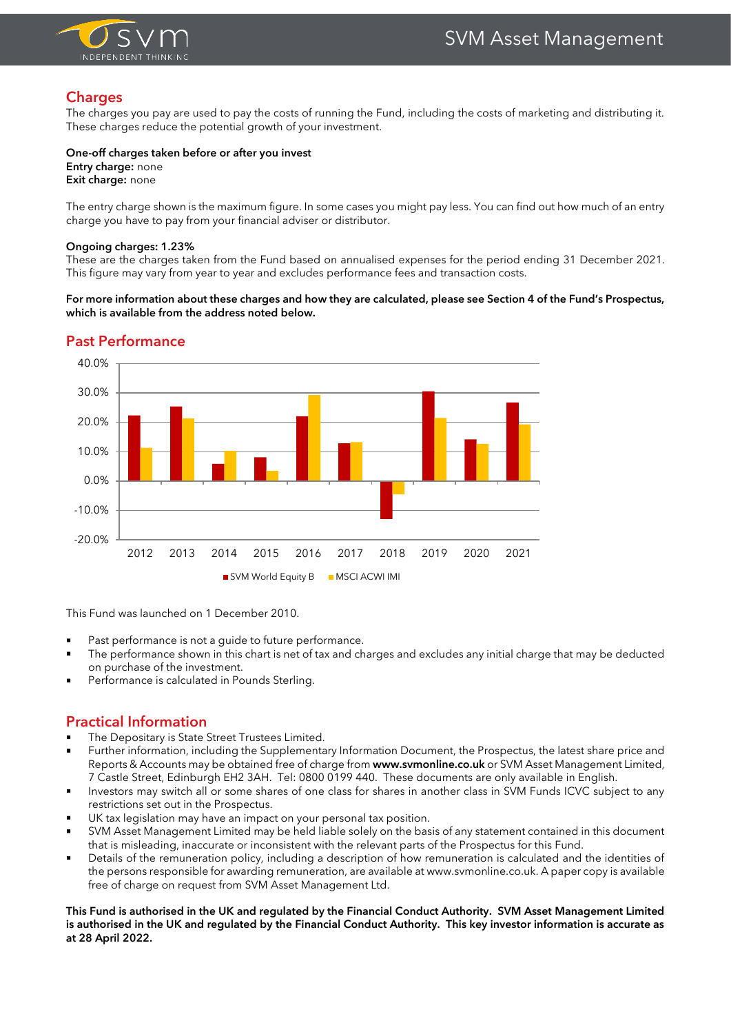## Charges

The charges you pay are used to pay the costs of running the Fund, including the costs of marketing and distributing it. These charges reduce the potential growth of your investment.

**One-off charges taken before or after you invest**
**Entry charge:** none
**Exit charge:** none

The entry charge shown is the maximum figure. In some cases you might pay less. You can find out how much of an entry charge you have to pay from your financial adviser or distributor.

**Ongoing charges: 1.23%**
These are the charges taken from the Fund based on annualised expenses for the period ending 31 December 2021. This figure may vary from year to year and excludes performance fees and transaction costs.

**For more information about these charges and how they are calculated, please see Section 4 of the Fund's Prospectus, which is available from the address noted below.**

## Past Performance

40.0%
30.0%
20.0%
10.0%
0.0%
-10.0%
-20.0%

2012 2013 2014 2015 2016 2017 2018 2019 2020 2021

SVM World Equity B
MSCI ACWI IMI

This Fund was launched on 1 December 2010.

- Past performance is not a guide to future performance.
- The performance shown in this chart is net of tax and charges and excludes any initial charge that may be deducted on purchase of the investment.
- Performance is calculated in Pounds Sterling.

## Practical Information

- The Depositary is State Street Trustees Limited.
- Further information, including the Supplementary Information Document, the Prospectus, the latest share price and Reports & Accounts may be obtained free of charge from **www.svmonline.co.uk** or SVM Asset Management Limited, 7 Castle Street, Edinburgh EH2 3AH. Tel: 0800 0199 440. These documents are only available in English.
- Investors may switch all or some shares of one class for shares in another class in SVM Funds ICVC subject to any restrictions set out in the Prospectus.
- UK tax legislation may have an impact on your personal tax position.
- SVM Asset Management Limited may be held liable solely on the basis of any statement contained in this document that is misleading, inaccurate or inconsistent with the relevant parts of the Prospectus for this Fund.
- Details of the remuneration policy, including a description of how remuneration is calculated and the identities of the persons responsible for awarding remuneration, are available at www.svmonline.co.uk. A paper copy is available free of charge on request from SVM Asset Management Ltd.

**This Fund is authorised in the UK and regulated by the Financial Conduct Authority. SVM Asset Management Limited is authorised in the UK and regulated by the Financial Conduct Authority. This key investor information is accurate as at 28 April 2022.**